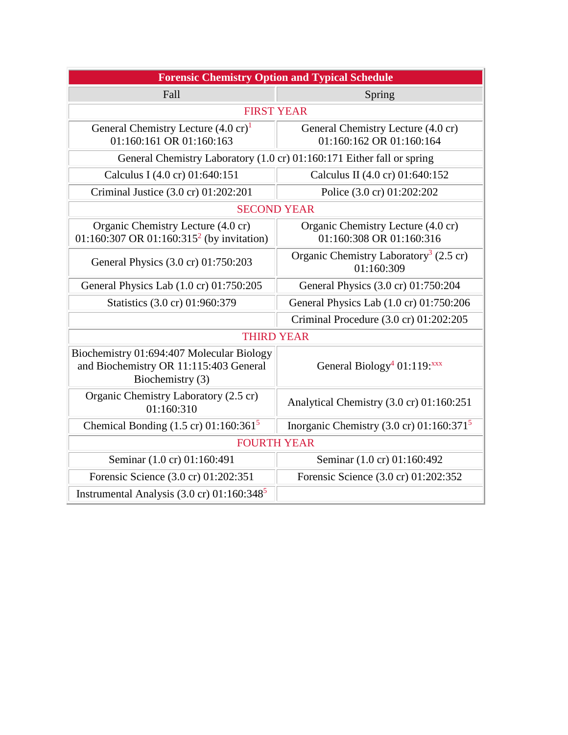| Forensic Chemistry Option and Typical Schedule | |
|---|---|
| Fall | Spring |
| FIRST YEAR | |
| General Chemistry Lecture (4.0 cr)[1] 01:160:161 OR 01:160:163 | General Chemistry Lecture (4.0 cr) 01:160:162 OR 01:160:164 |
| General Chemistry Laboratory (1.0 cr) 01:160:171 Either fall or spring | |
| Calculus I (4.0 cr) 01:640:151 | Calculus II (4.0 cr) 01:640:152 |
| Criminal Justice (3.0 cr) 01:202:201 | Police (3.0 cr) 01:202:202 |
| SECOND YEAR | |
| Organic Chemistry Lecture (4.0 cr) 01:160:307 OR 01:160:315[2] (by invitation) | Organic Chemistry Lecture (4.0 cr) 01:160:308 OR 01:160:316 |
| General Physics (3.0 cr) 01:750:203 | Organic Chemistry Laboratory[3] (2.5 cr) 01:160:309 |
| General Physics Lab (1.0 cr) 01:750:205 | General Physics (3.0 cr) 01:750:204 |
| Statistics (3.0 cr) 01:960:379 | General Physics Lab (1.0 cr) 01:750:206 |
| | Criminal Procedure (3.0 cr) 01:202:205 |
| THIRD YEAR | |
| Biochemistry 01:694:407 Molecular Biology and Biochemistry OR 11:115:403 General Biochemistry (3) | General Biology[4] 01:119:[xxx] |
| Organic Chemistry Laboratory (2.5 cr) 01:160:310 | Analytical Chemistry (3.0 cr) 01:160:251 |
| Chemical Bonding (1.5 cr) 01:160:361[5] | Inorganic Chemistry (3.0 cr) 01:160:371[5] |
| FOURTH YEAR | |
| Seminar (1.0 cr) 01:160:491 | Seminar (1.0 cr) 01:160:492 |
| Forensic Science (3.0 cr) 01:202:351 | Forensic Science (3.0 cr) 01:202:352 |
| Instrumental Analysis (3.0 cr) 01:160:348[5] | |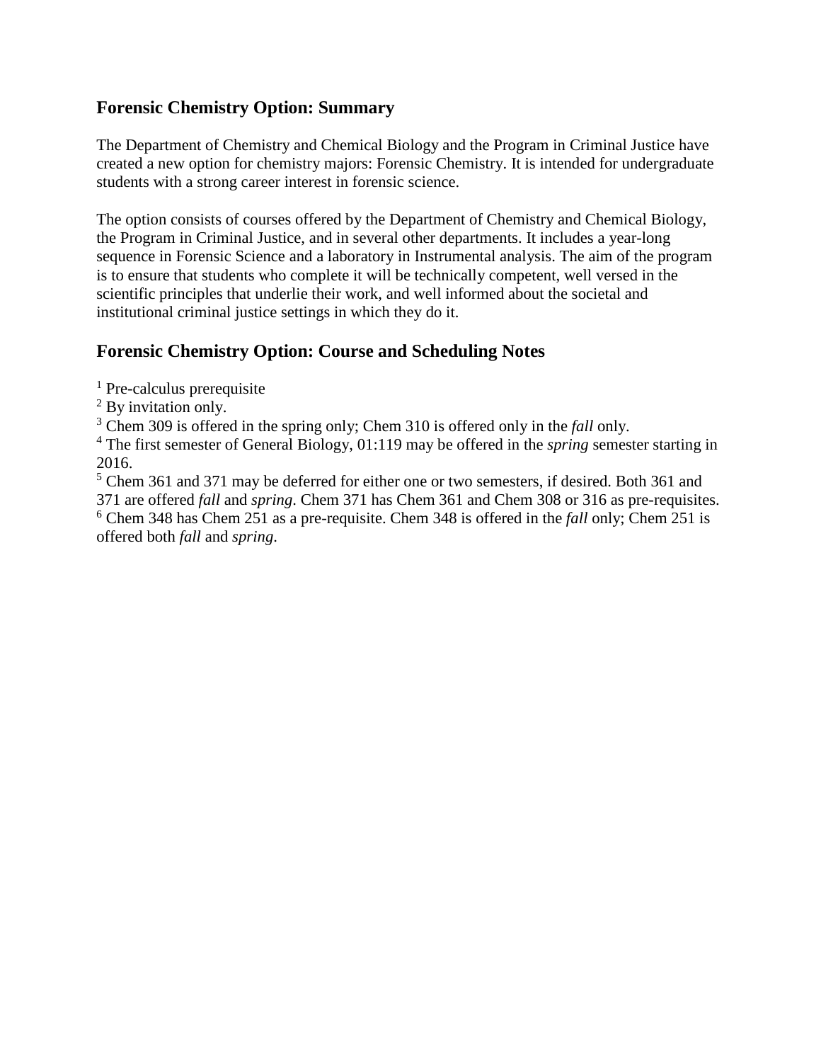## Forensic Chemistry Option: Summary

The Department of Chemistry and Chemical Biology and the Program in Criminal Justice have created a new option for chemistry majors: Forensic Chemistry. It is intended for undergraduate students with a strong career interest in forensic science.

The option consists of courses offered by the Department of Chemistry and Chemical Biology, the Program in Criminal Justice, and in several other departments. It includes a year-long sequence in Forensic Science and a laboratory in Instrumental analysis. The aim of the program is to ensure that students who complete it will be technically competent, well versed in the scientific principles that underlie their work, and well informed about the societal and institutional criminal justice settings in which they do it.

## Forensic Chemistry Option: Course and Scheduling Notes

[1] Pre-calculus prerequisite
[2] By invitation only.
[3] Chem 309 is offered in the spring only; Chem 310 is offered only in the *fall* only.
[4] The first semester of General Biology, 01:119 may be offered in the *spring* semester starting in 2016.
[5] Chem 361 and 371 may be deferred for either one or two semesters, if desired. Both 361 and 371 are offered *fall* and *spring*. Chem 371 has Chem 361 and Chem 308 or 316 as pre-requisites.
[6] Chem 348 has Chem 251 as a pre-requisite. Chem 348 is offered in the *fall* only; Chem 251 is offered both *fall* and *spring*.